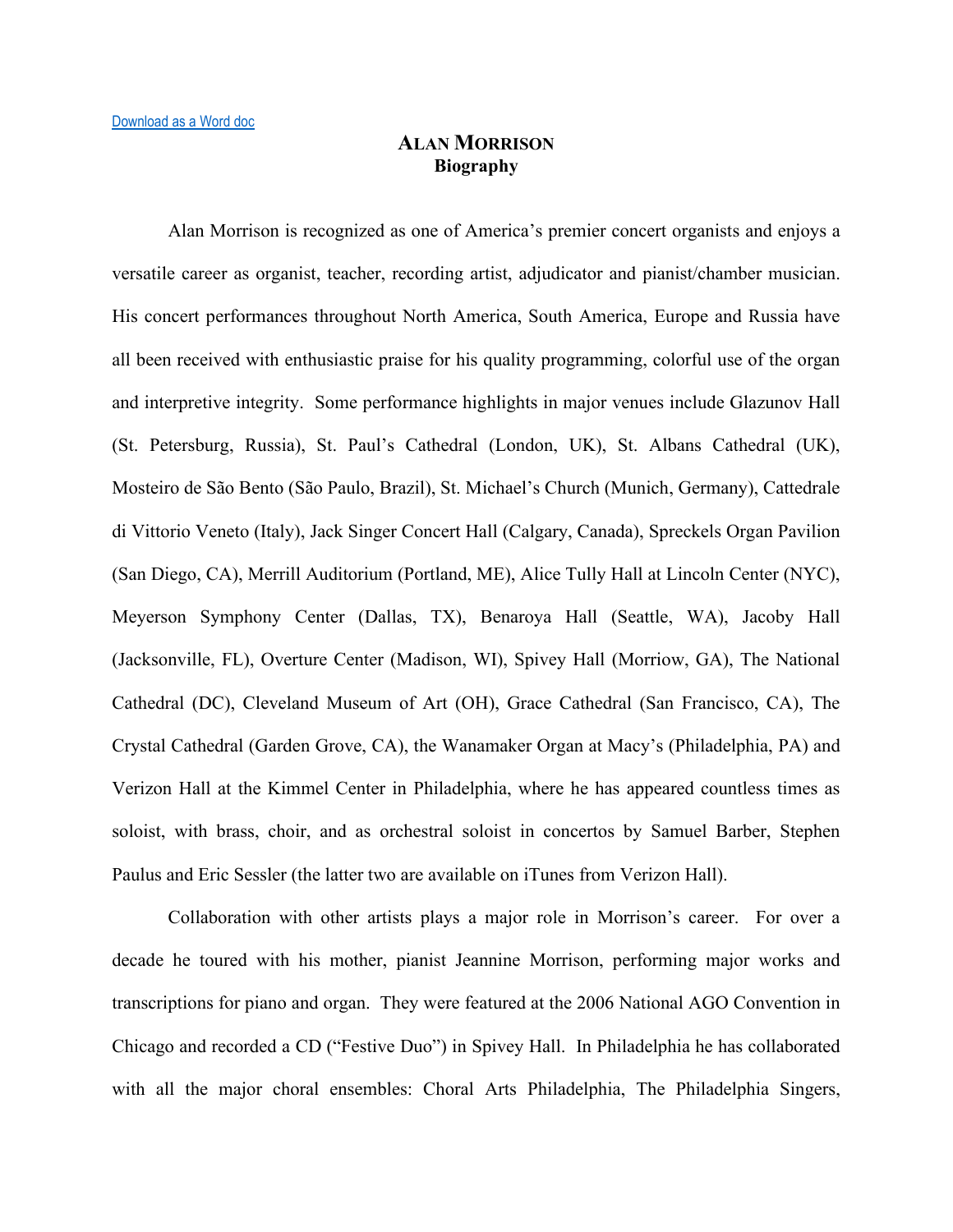[Download as a Word doc]

# ALAN MORRISON
## Biography

Alan Morrison is recognized as one of America's premier concert organists and enjoys a versatile career as organist, teacher, recording artist, adjudicator and pianist/chamber musician. His concert performances throughout North America, South America, Europe and Russia have all been received with enthusiastic praise for his quality programming, colorful use of the organ and interpretive integrity. Some performance highlights in major venues include Glazunov Hall (St. Petersburg, Russia), St. Paul's Cathedral (London, UK), St. Albans Cathedral (UK), Mosteiro de São Bento (São Paulo, Brazil), St. Michael's Church (Munich, Germany), Cattedrale di Vittorio Veneto (Italy), Jack Singer Concert Hall (Calgary, Canada), Spreckels Organ Pavilion (San Diego, CA), Merrill Auditorium (Portland, ME), Alice Tully Hall at Lincoln Center (NYC), Meyerson Symphony Center (Dallas, TX), Benaroya Hall (Seattle, WA), Jacoby Hall (Jacksonville, FL), Overture Center (Madison, WI), Spivey Hall (Morrow, GA), The National Cathedral (DC), Cleveland Museum of Art (OH), Grace Cathedral (San Francisco, CA), The Crystal Cathedral (Garden Grove, CA), the Wanamaker Organ at Macy's (Philadelphia, PA) and Verizon Hall at the Kimmel Center in Philadelphia, where he has appeared countless times as soloist, with brass, choir, and as orchestral soloist in concertos by Samuel Barber, Stephen Paulus and Eric Sessler (the latter two are available on iTunes from Verizon Hall).

Collaboration with other artists plays a major role in Morrison's career. For over a decade he toured with his mother, pianist Jeannine Morrison, performing major works and transcriptions for piano and organ. They were featured at the 2006 National AGO Convention in Chicago and recorded a CD ("Festive Duo") in Spivey Hall. In Philadelphia he has collaborated with all the major choral ensembles: Choral Arts Philadelphia, The Philadelphia Singers,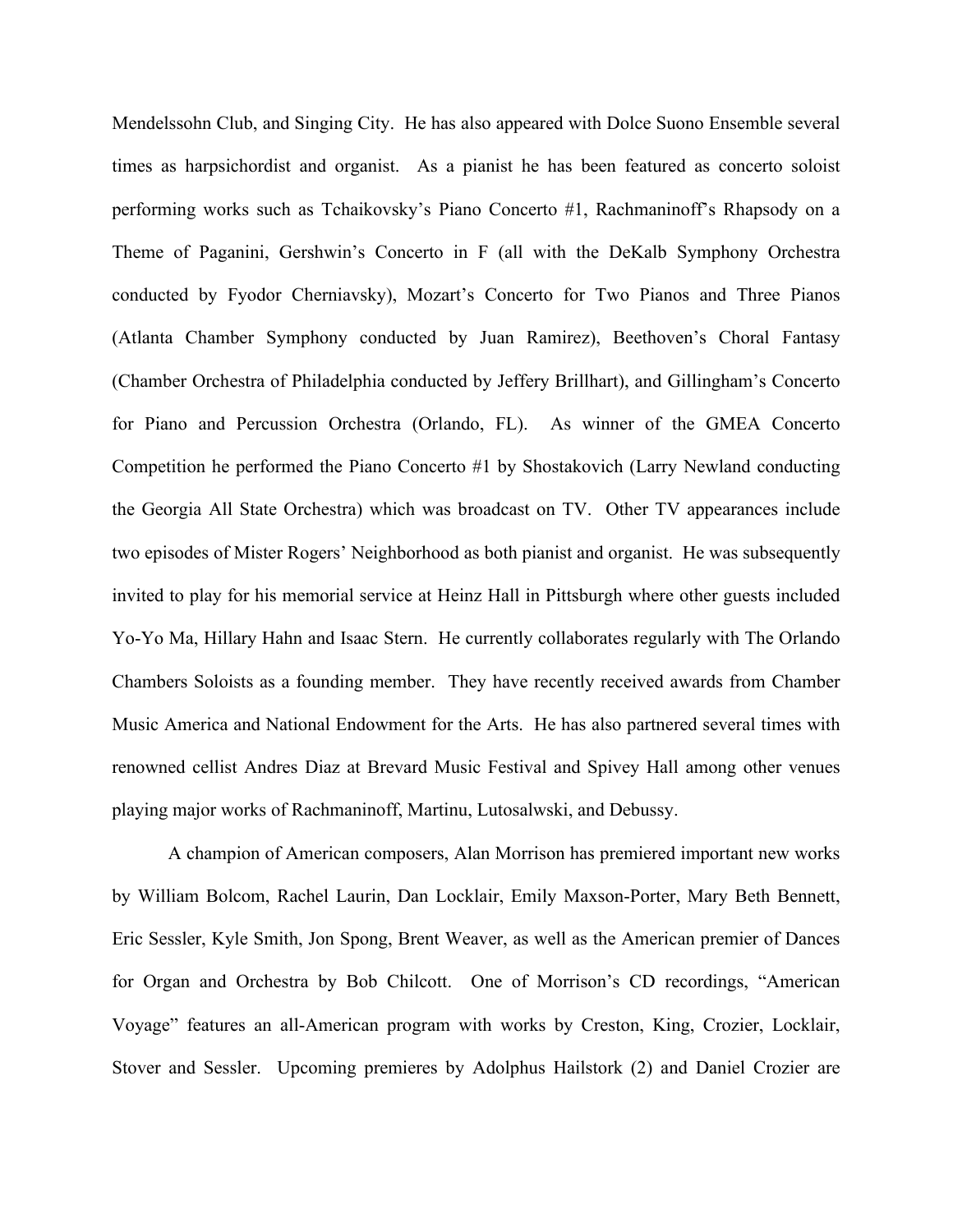Mendelssohn Club, and Singing City. He has also appeared with Dolce Suono Ensemble several times as harpsichordist and organist. As a pianist he has been featured as concerto soloist performing works such as Tchaikovsky's Piano Concerto #1, Rachmaninoff's Rhapsody on a Theme of Paganini, Gershwin's Concerto in F (all with the DeKalb Symphony Orchestra conducted by Fyodor Cherniavsky), Mozart's Concerto for Two Pianos and Three Pianos (Atlanta Chamber Symphony conducted by Juan Ramirez), Beethoven's Choral Fantasy (Chamber Orchestra of Philadelphia conducted by Jeffery Brillhart), and Gillingham's Concerto for Piano and Percussion Orchestra (Orlando, FL). As winner of the GMEA Concerto Competition he performed the Piano Concerto #1 by Shostakovich (Larry Newland conducting the Georgia All State Orchestra) which was broadcast on TV. Other TV appearances include two episodes of Mister Rogers' Neighborhood as both pianist and organist. He was subsequently invited to play for his memorial service at Heinz Hall in Pittsburgh where other guests included Yo-Yo Ma, Hillary Hahn and Isaac Stern. He currently collaborates regularly with The Orlando Chambers Soloists as a founding member. They have recently received awards from Chamber Music America and National Endowment for the Arts. He has also partnered several times with renowned cellist Andres Diaz at Brevard Music Festival and Spivey Hall among other venues playing major works of Rachmaninoff, Martinu, Lutosalwski, and Debussy.

A champion of American composers, Alan Morrison has premiered important new works by William Bolcom, Rachel Laurin, Dan Locklair, Emily Maxson-Porter, Mary Beth Bennett, Eric Sessler, Kyle Smith, Jon Spong, Brent Weaver, as well as the American premier of Dances for Organ and Orchestra by Bob Chilcott. One of Morrison's CD recordings, "American Voyage" features an all-American program with works by Creston, King, Crozier, Locklair, Stover and Sessler. Upcoming premieres by Adolphus Hailstork (2) and Daniel Crozier are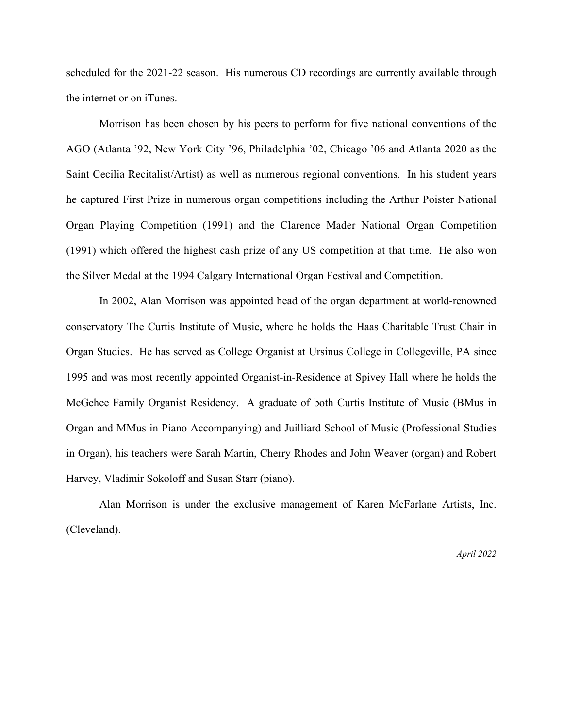scheduled for the 2021-22 season. His numerous CD recordings are currently available through the internet or on iTunes.

Morrison has been chosen by his peers to perform for five national conventions of the AGO (Atlanta '92, New York City '96, Philadelphia '02, Chicago '06 and Atlanta 2020 as the Saint Cecilia Recitalist/Artist) as well as numerous regional conventions. In his student years he captured First Prize in numerous organ competitions including the Arthur Poister National Organ Playing Competition (1991) and the Clarence Mader National Organ Competition (1991) which offered the highest cash prize of any US competition at that time. He also won the Silver Medal at the 1994 Calgary International Organ Festival and Competition.

In 2002, Alan Morrison was appointed head of the organ department at world-renowned conservatory The Curtis Institute of Music, where he holds the Haas Charitable Trust Chair in Organ Studies. He has served as College Organist at Ursinus College in Collegeville, PA since 1995 and was most recently appointed Organist-in-Residence at Spivey Hall where he holds the McGehee Family Organist Residency. A graduate of both Curtis Institute of Music (BMus in Organ and MMus in Piano Accompanying) and Juilliard School of Music (Professional Studies in Organ), his teachers were Sarah Martin, Cherry Rhodes and John Weaver (organ) and Robert Harvey, Vladimir Sokoloff and Susan Starr (piano).

Alan Morrison is under the exclusive management of Karen McFarlane Artists, Inc. (Cleveland).

*April 2022*